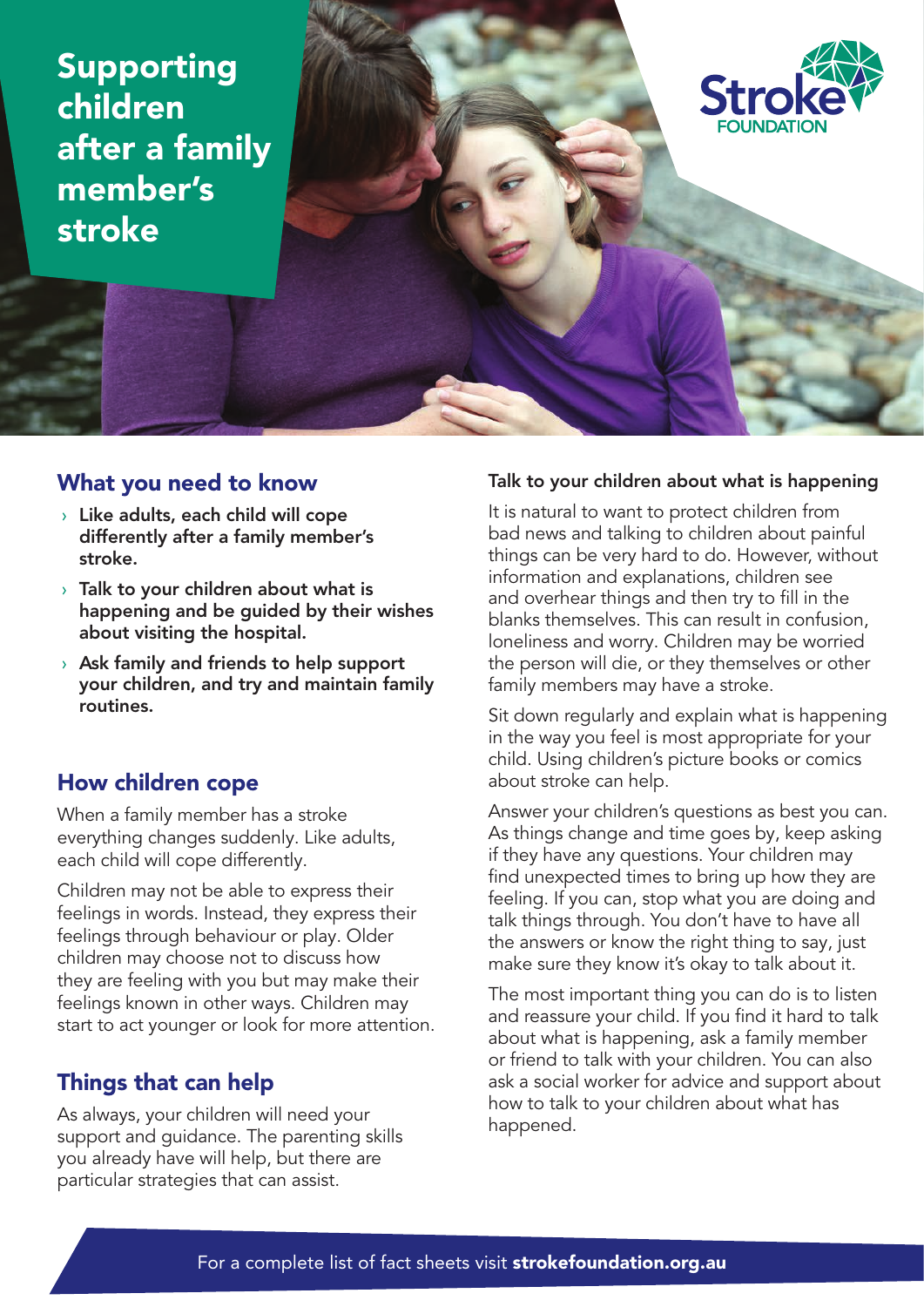# Supporting children after a family member's stroke

Stroke FOUNDATION

## What you need to know

- **Like adults, each child will cope differently after a family member's stroke.**
- **Talk to your children about what is happening and be guided by their wishes about visiting the hospital.**
- **Ask family and friends to help support your children, and try and maintain family routines.**

## How children cope

When a family member has a stroke everything changes suddenly. Like adults, each child will cope differently.

Children may not be able to express their feelings in words. Instead, they express their feelings through behaviour or play. Older children may choose not to discuss how they are feeling with you but may make their feelings known in other ways. Children may start to act younger or look for more attention.

## Things that can help

As always, your children will need your support and guidance. The parenting skills you already have will help, but there are particular strategies that can assist.

### Talk to your children about what is happening

It is natural to want to protect children from bad news and talking to children about painful things can be very hard to do. However, without information and explanations, children see and overhear things and then try to fill in the blanks themselves. This can result in confusion, loneliness and worry. Children may be worried the person will die, or they themselves or other family members may have a stroke.

Sit down regularly and explain what is happening in the way you feel is most appropriate for your child. Using children's picture books or comics about stroke can help.

Answer your children's questions as best you can. As things change and time goes by, keep asking if they have any questions. Your children may find unexpected times to bring up how they are feeling. If you can, stop what you are doing and talk things through. You don't have to have all the answers or know the right thing to say, just make sure they know it's okay to talk about it.

The most important thing you can do is to listen and reassure your child. If you find it hard to talk about what is happening, ask a family member or friend to talk with your children. You can also ask a social worker for advice and support about how to talk to your children about what has happened.

For a complete list of fact sheets visit **strokefoundation.org.au**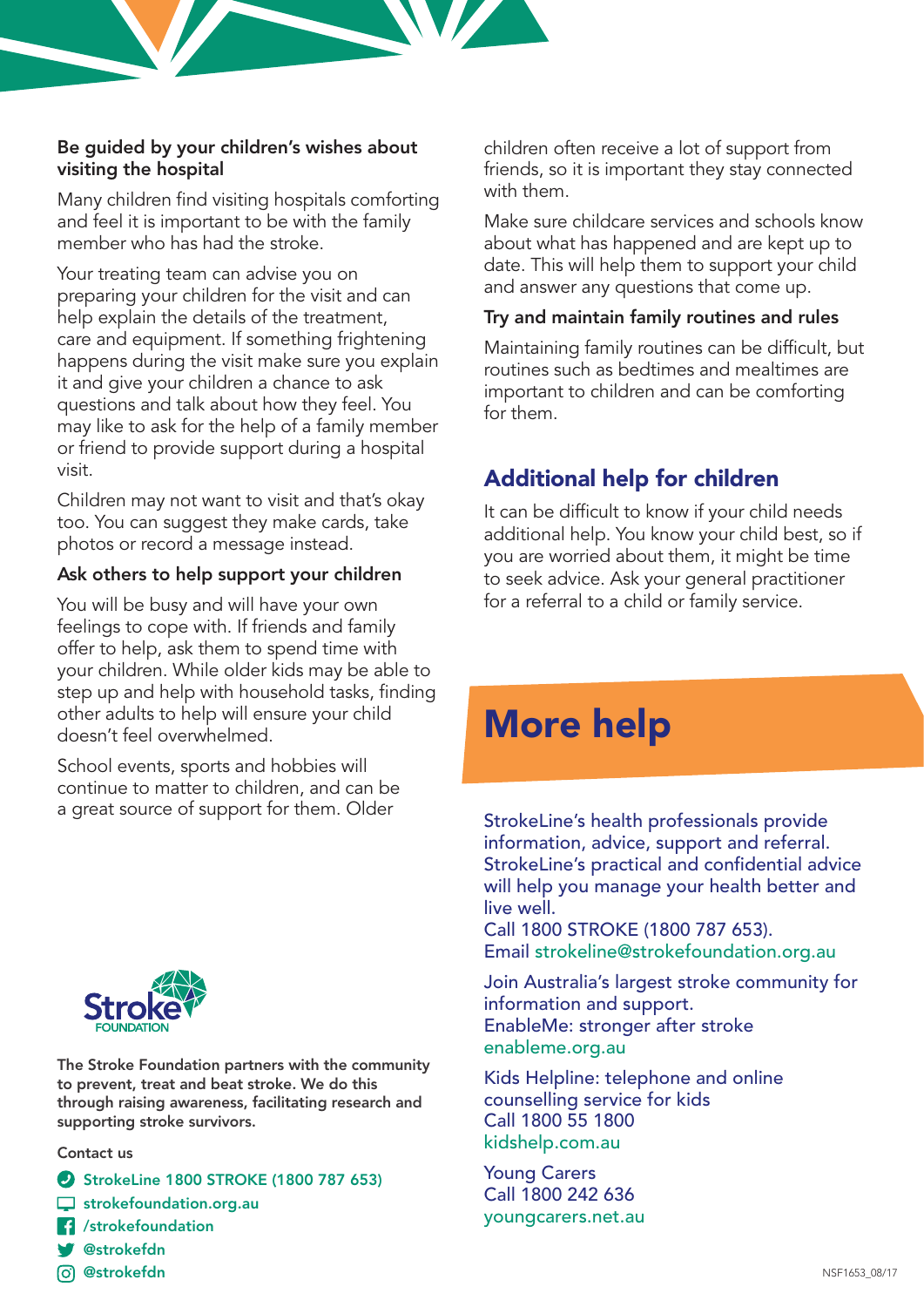### Be guided by your children's wishes about visiting the hospital

Many children find visiting hospitals comforting and feel it is important to be with the family member who has had the stroke.

Your treating team can advise you on preparing your children for the visit and can help explain the details of the treatment, care and equipment. If something frightening happens during the visit make sure you explain it and give your children a chance to ask questions and talk about how they feel. You may like to ask for the help of a family member or friend to provide support during a hospital visit.

Children may not want to visit and that's okay too. You can suggest they make cards, take photos or record a message instead.

### Ask others to help support your children

You will be busy and will have your own feelings to cope with. If friends and family offer to help, ask them to spend time with your children. While older kids may be able to step up and help with household tasks, finding other adults to help will ensure your child doesn't feel overwhelmed.

School events, sports and hobbies will continue to matter to children, and can be a great source of support for them. Older children often receive a lot of support from friends, so it is important they stay connected with them.

Make sure childcare services and schools know about what has happened and are kept up to date. This will help them to support your child and answer any questions that come up.

### Try and maintain family routines and rules

Maintaining family routines can be difficult, but routines such as bedtimes and mealtimes are important to children and can be comforting for them.

## Additional help for children

It can be difficult to know if your child needs additional help. You know your child best, so if you are worried about them, it might be time to seek advice. Ask your general practitioner for a referral to a child or family service.

# More help

StrokeLine's health professionals provide information, advice, support and referral. StrokeLine's practical and confidential advice will help you manage your health better and live well.
Call 1800 STROKE (1800 787 653).
Email strokeline@strokefoundation.org.au

Join Australia's largest stroke community for information and support.
EnableMe: stronger after stroke
enableme.org.au

Kids Helpline: telephone and online counselling service for kids
Call 1800 55 1800
kidshelp.com.au

Young Carers
Call 1800 242 636
youngcarers.net.au

Stroke FOUNDATION

**The Stroke Foundation partners with the community to prevent, treat and beat stroke. We do this through raising awareness, facilitating research and supporting stroke survivors.**

Contact us

- StrokeLine 1800 STROKE (1800 787 653)
- strokefoundation.org.au
- /strokefoundation
- @strokefdn
- @strokefdn

NSF1653_08/17